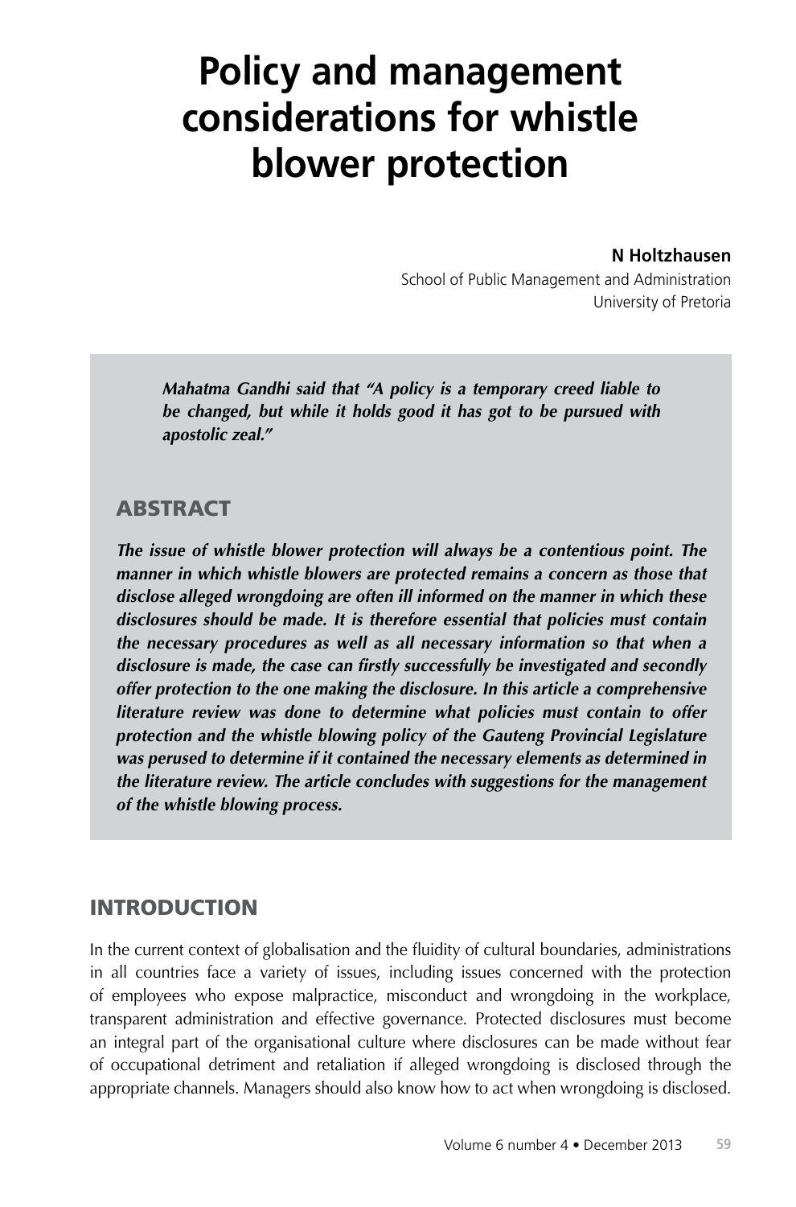# Policy and management considerations for whistle blower protection

**N Holtzhausen**
School of Public Management and Administration
University of Pretoria

***Mahatma Gandhi said that "A policy is a temporary creed liable to be changed, but while it holds good it has got to be pursued with apostolic zeal."***

## ABSTRACT

***The issue of whistle blower protection will always be a contentious point. The manner in which whistle blowers are protected remains a concern as those that disclose alleged wrongdoing are often ill informed on the manner in which these disclosures should be made. It is therefore essential that policies must contain the necessary procedures as well as all necessary information so that when a disclosure is made, the case can firstly successfully be investigated and secondly offer protection to the one making the disclosure. In this article a comprehensive literature review was done to determine what policies must contain to offer protection and the whistle blowing policy of the Gauteng Provincial Legislature was perused to determine if it contained the necessary elements as determined in the literature review. The article concludes with suggestions for the management of the whistle blowing process.***

## INTRODUCTION

In the current context of globalisation and the fluidity of cultural boundaries, administrations in all countries face a variety of issues, including issues concerned with the protection of employees who expose malpractice, misconduct and wrongdoing in the workplace, transparent administration and effective governance. Protected disclosures must become an integral part of the organisational culture where disclosures can be made without fear of occupational detriment and retaliation if alleged wrongdoing is disclosed through the appropriate channels. Managers should also know how to act when wrongdoing is disclosed.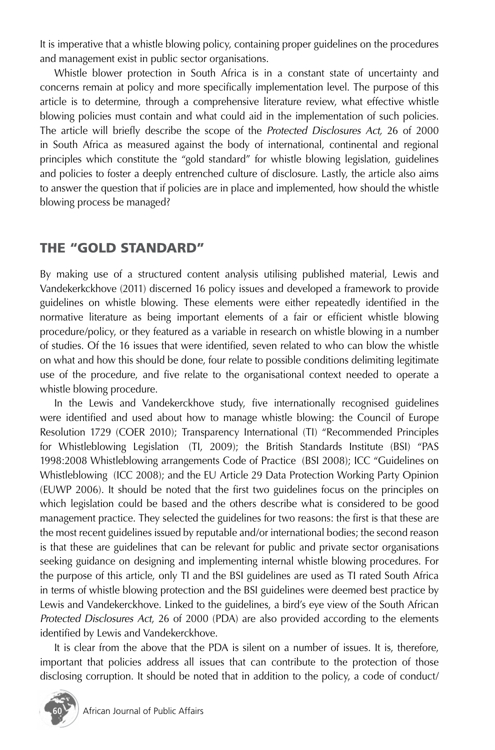It is imperative that a whistle blowing policy, containing proper guidelines on the procedures and management exist in public sector organisations.

Whistle blower protection in South Africa is in a constant state of uncertainty and concerns remain at policy and more specifically implementation level. The purpose of this article is to determine, through a comprehensive literature review, what effective whistle blowing policies must contain and what could aid in the implementation of such policies. The article will briefly describe the scope of the *Protected Disclosures Act,* 26 of 2000 in South Africa as measured against the body of international, continental and regional principles which constitute the "gold standard" for whistle blowing legislation, guidelines and policies to foster a deeply entrenched culture of disclosure. Lastly, the article also aims to answer the question that if policies are in place and implemented, how should the whistle blowing process be managed?

## THE "GOLD STANDARD"

By making use of a structured content analysis utilising published material, Lewis and Vandekerkckhove (2011) discerned 16 policy issues and developed a framework to provide guidelines on whistle blowing. These elements were either repeatedly identified in the normative literature as being important elements of a fair or efficient whistle blowing procedure/policy, or they featured as a variable in research on whistle blowing in a number of studies. Of the 16 issues that were identified, seven related to who can blow the whistle on what and how this should be done, four relate to possible conditions delimiting legitimate use of the procedure, and five relate to the organisational context needed to operate a whistle blowing procedure.

In the Lewis and Vandekerckhove study, five internationally recognised guidelines were identified and used about how to manage whistle blowing: the Council of Europe Resolution 1729 (COER 2010); Transparency International (TI) "Recommended Principles for Whistleblowing Legislation (TI, 2009); the British Standards Institute (BSI) "PAS 1998:2008 Whistleblowing arrangements Code of Practice (BSI 2008); ICC "Guidelines on Whistleblowing (ICC 2008); and the EU Article 29 Data Protection Working Party Opinion (EUWP 2006). It should be noted that the first two guidelines focus on the principles on which legislation could be based and the others describe what is considered to be good management practice. They selected the guidelines for two reasons: the first is that these are the most recent guidelines issued by reputable and/or international bodies; the second reason is that these are guidelines that can be relevant for public and private sector organisations seeking guidance on designing and implementing internal whistle blowing procedures. For the purpose of this article, only TI and the BSI guidelines are used as TI rated South Africa in terms of whistle blowing protection and the BSI guidelines were deemed best practice by Lewis and Vandekerckhove. Linked to the guidelines, a bird's eye view of the South African *Protected Disclosures Act*, 26 of 2000 (PDA) are also provided according to the elements identified by Lewis and Vandekerckhove.

It is clear from the above that the PDA is silent on a number of issues. It is, therefore, important that policies address all issues that can contribute to the protection of those disclosing corruption. It should be noted that in addition to the policy, a code of conduct/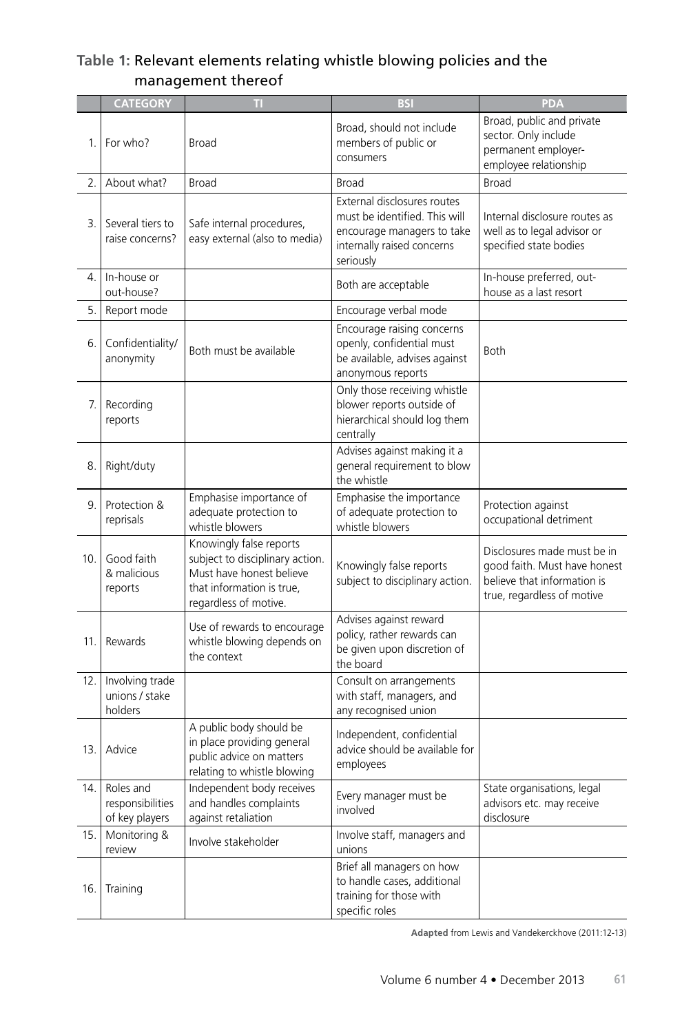**Table 1:** Relevant elements relating whistle blowing policies and the management thereof

| | CATEGORY | TI | BSI | PDA |
|---|---|---|---|---|
| 1. | For who? | Broad | Broad, should not include members of public or consumers | Broad, public and private sector. Only include permanent employer-employee relationship |
| 2. | About what? | Broad | Broad | Broad |
| 3. | Several tiers to raise concerns? | Safe internal procedures, easy external (also to media) | External disclosures routes must be identified. This will encourage managers to take internally raised concerns seriously | Internal disclosure routes as well as to legal advisor or specified state bodies |
| 4. | In-house or out-house? | | Both are acceptable | In-house preferred, out-house as a last resort |
| 5. | Report mode | | Encourage verbal mode | |
| 6. | Confidentiality/ anonymity | Both must be available | Encourage raising concerns openly, confidential must be available, advises against anonymous reports | Both |
| 7. | Recording reports | | Only those receiving whistle blower reports outside of hierarchical should log them centrally | |
| 8. | Right/duty | | Advises against making it a general requirement to blow the whistle | |
| 9. | Protection & reprisals | Emphasise importance of adequate protection to whistle blowers | Emphasise the importance of adequate protection to whistle blowers | Protection against occupational detriment |
| 10. | Good faith & malicious reports | Knowingly false reports subject to disciplinary action. Must have honest believe that information is true, regardless of motive. | Knowingly false reports subject to disciplinary action. | Disclosures made must be in good faith. Must have honest believe that information is true, regardless of motive |
| 11. | Rewards | Use of rewards to encourage whistle blowing depends on the context | Advises against reward policy, rather rewards can be given upon discretion of the board | |
| 12. | Involving trade unions / stake holders | | Consult on arrangements with staff, managers, and any recognised union | |
| 13. | Advice | A public body should be in place providing general public advice on matters relating to whistle blowing | Independent, confidential advice should be available for employees | |
| 14. | Roles and responsibilities of key players | Independent body receives and handles complaints against retaliation | Every manager must be involved | State organisations, legal advisors etc. may receive disclosure |
| 15. | Monitoring & review | Involve stakeholder | Involve staff, managers and unions | |
| 16. | Training | | Brief all managers on how to handle cases, additional training for those with specific roles | |

**Adapted** from Lewis and Vandekerckhove (2011:12-13)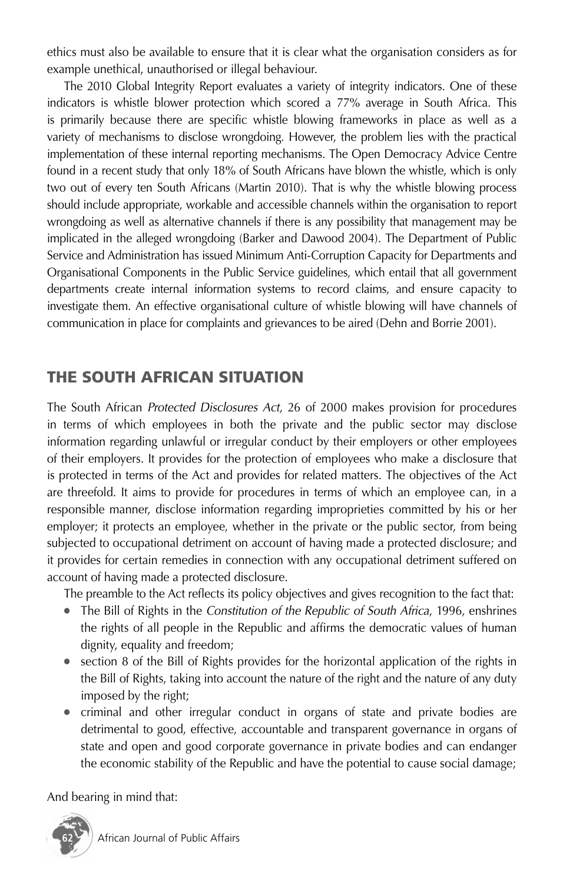ethics must also be available to ensure that it is clear what the organisation considers as for example unethical, unauthorised or illegal behaviour.

The 2010 Global Integrity Report evaluates a variety of integrity indicators. One of these indicators is whistle blower protection which scored a 77% average in South Africa. This is primarily because there are specific whistle blowing frameworks in place as well as a variety of mechanisms to disclose wrongdoing. However, the problem lies with the practical implementation of these internal reporting mechanisms. The Open Democracy Advice Centre found in a recent study that only 18% of South Africans have blown the whistle, which is only two out of every ten South Africans (Martin 2010). That is why the whistle blowing process should include appropriate, workable and accessible channels within the organisation to report wrongdoing as well as alternative channels if there is any possibility that management may be implicated in the alleged wrongdoing (Barker and Dawood 2004). The Department of Public Service and Administration has issued Minimum Anti-Corruption Capacity for Departments and Organisational Components in the Public Service guidelines, which entail that all government departments create internal information systems to record claims, and ensure capacity to investigate them. An effective organisational culture of whistle blowing will have channels of communication in place for complaints and grievances to be aired (Dehn and Borrie 2001).

## THE SOUTH AFRICAN SITUATION

The South African *Protected Disclosures Act*, 26 of 2000 makes provision for procedures in terms of which employees in both the private and the public sector may disclose information regarding unlawful or irregular conduct by their employers or other employees of their employers. It provides for the protection of employees who make a disclosure that is protected in terms of the Act and provides for related matters. The objectives of the Act are threefold. It aims to provide for procedures in terms of which an employee can, in a responsible manner, disclose information regarding improprieties committed by his or her employer; it protects an employee, whether in the private or the public sector, from being subjected to occupational detriment on account of having made a protected disclosure; and it provides for certain remedies in connection with any occupational detriment suffered on account of having made a protected disclosure.

The preamble to the Act reflects its policy objectives and gives recognition to the fact that:

- The Bill of Rights in the *Constitution of the Republic of South Africa*, 1996, enshrines the rights of all people in the Republic and affirms the democratic values of human dignity, equality and freedom;
- section 8 of the Bill of Rights provides for the horizontal application of the rights in the Bill of Rights, taking into account the nature of the right and the nature of any duty imposed by the right;
- criminal and other irregular conduct in organs of state and private bodies are detrimental to good, effective, accountable and transparent governance in organs of state and open and good corporate governance in private bodies and can endanger the economic stability of the Republic and have the potential to cause social damage;

And bearing in mind that: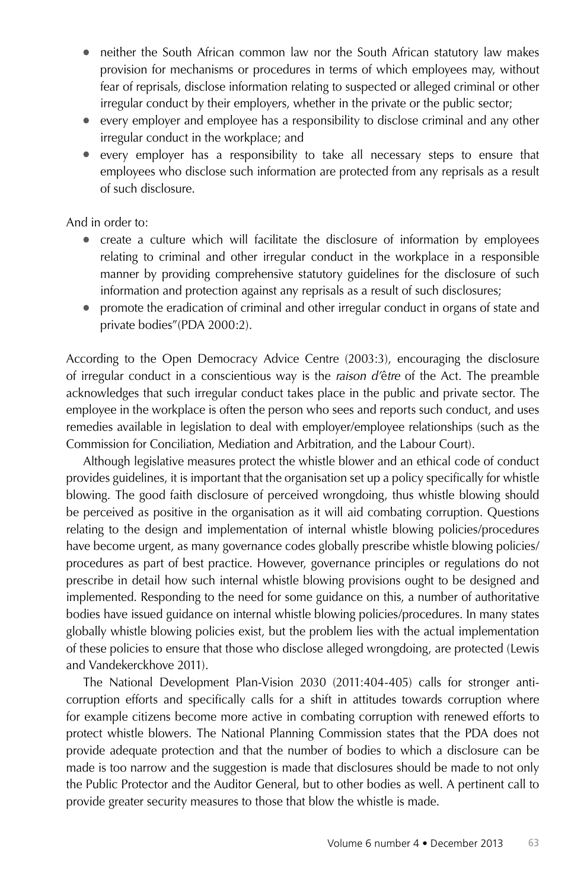- neither the South African common law nor the South African statutory law makes provision for mechanisms or procedures in terms of which employees may, without fear of reprisals, disclose information relating to suspected or alleged criminal or other irregular conduct by their employers, whether in the private or the public sector;
- every employer and employee has a responsibility to disclose criminal and any other irregular conduct in the workplace; and
- every employer has a responsibility to take all necessary steps to ensure that employees who disclose such information are protected from any reprisals as a result of such disclosure.

And in order to:

- create a culture which will facilitate the disclosure of information by employees relating to criminal and other irregular conduct in the workplace in a responsible manner by providing comprehensive statutory guidelines for the disclosure of such information and protection against any reprisals as a result of such disclosures;
- promote the eradication of criminal and other irregular conduct in organs of state and private bodies"(PDA 2000:2).

According to the Open Democracy Advice Centre (2003:3), encouraging the disclosure of irregular conduct in a conscientious way is the *raison d'être* of the Act. The preamble acknowledges that such irregular conduct takes place in the public and private sector. The employee in the workplace is often the person who sees and reports such conduct, and uses remedies available in legislation to deal with employer/employee relationships (such as the Commission for Conciliation, Mediation and Arbitration, and the Labour Court).

Although legislative measures protect the whistle blower and an ethical code of conduct provides guidelines, it is important that the organisation set up a policy specifically for whistle blowing. The good faith disclosure of perceived wrongdoing, thus whistle blowing should be perceived as positive in the organisation as it will aid combating corruption. Questions relating to the design and implementation of internal whistle blowing policies/procedures have become urgent, as many governance codes globally prescribe whistle blowing policies/procedures as part of best practice. However, governance principles or regulations do not prescribe in detail how such internal whistle blowing provisions ought to be designed and implemented. Responding to the need for some guidance on this, a number of authoritative bodies have issued guidance on internal whistle blowing policies/procedures. In many states globally whistle blowing policies exist, but the problem lies with the actual implementation of these policies to ensure that those who disclose alleged wrongdoing, are protected (Lewis and Vandekerckhove 2011).

The National Development Plan-Vision 2030 (2011:404-405) calls for stronger anti-corruption efforts and specifically calls for a shift in attitudes towards corruption where for example citizens become more active in combating corruption with renewed efforts to protect whistle blowers. The National Planning Commission states that the PDA does not provide adequate protection and that the number of bodies to which a disclosure can be made is too narrow and the suggestion is made that disclosures should be made to not only the Public Protector and the Auditor General, but to other bodies as well. A pertinent call to provide greater security measures to those that blow the whistle is made.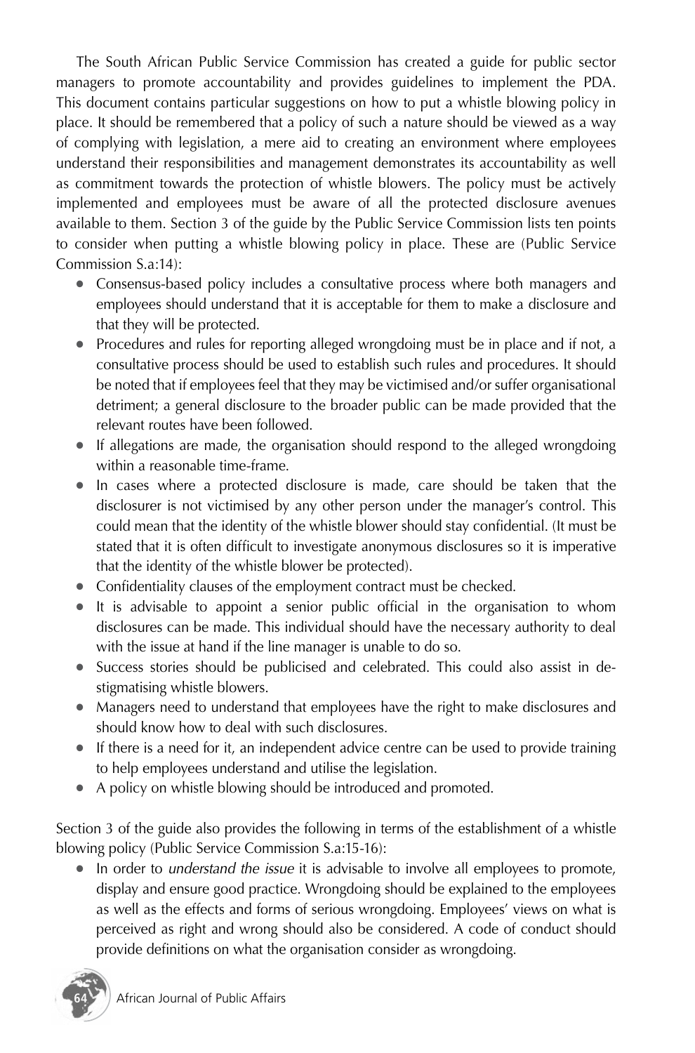The South African Public Service Commission has created a guide for public sector managers to promote accountability and provides guidelines to implement the PDA. This document contains particular suggestions on how to put a whistle blowing policy in place. It should be remembered that a policy of such a nature should be viewed as a way of complying with legislation, a mere aid to creating an environment where employees understand their responsibilities and management demonstrates its accountability as well as commitment towards the protection of whistle blowers. The policy must be actively implemented and employees must be aware of all the protected disclosure avenues available to them. Section 3 of the guide by the Public Service Commission lists ten points to consider when putting a whistle blowing policy in place. These are (Public Service Commission S.a:14):

- Consensus-based policy includes a consultative process where both managers and employees should understand that it is acceptable for them to make a disclosure and that they will be protected.
- Procedures and rules for reporting alleged wrongdoing must be in place and if not, a consultative process should be used to establish such rules and procedures. It should be noted that if employees feel that they may be victimised and/or suffer organisational detriment; a general disclosure to the broader public can be made provided that the relevant routes have been followed.
- If allegations are made, the organisation should respond to the alleged wrongdoing within a reasonable time-frame.
- In cases where a protected disclosure is made, care should be taken that the disclosurer is not victimised by any other person under the manager's control. This could mean that the identity of the whistle blower should stay confidential. (It must be stated that it is often difficult to investigate anonymous disclosures so it is imperative that the identity of the whistle blower be protected).
- Confidentiality clauses of the employment contract must be checked.
- It is advisable to appoint a senior public official in the organisation to whom disclosures can be made. This individual should have the necessary authority to deal with the issue at hand if the line manager is unable to do so.
- Success stories should be publicised and celebrated. This could also assist in de-stigmatising whistle blowers.
- Managers need to understand that employees have the right to make disclosures and should know how to deal with such disclosures.
- If there is a need for it, an independent advice centre can be used to provide training to help employees understand and utilise the legislation.
- A policy on whistle blowing should be introduced and promoted.

Section 3 of the guide also provides the following in terms of the establishment of a whistle blowing policy (Public Service Commission S.a:15-16):

- In order to *understand the issue* it is advisable to involve all employees to promote, display and ensure good practice. Wrongdoing should be explained to the employees as well as the effects and forms of serious wrongdoing. Employees' views on what is perceived as right and wrong should also be considered. A code of conduct should provide definitions on what the organisation consider as wrongdoing.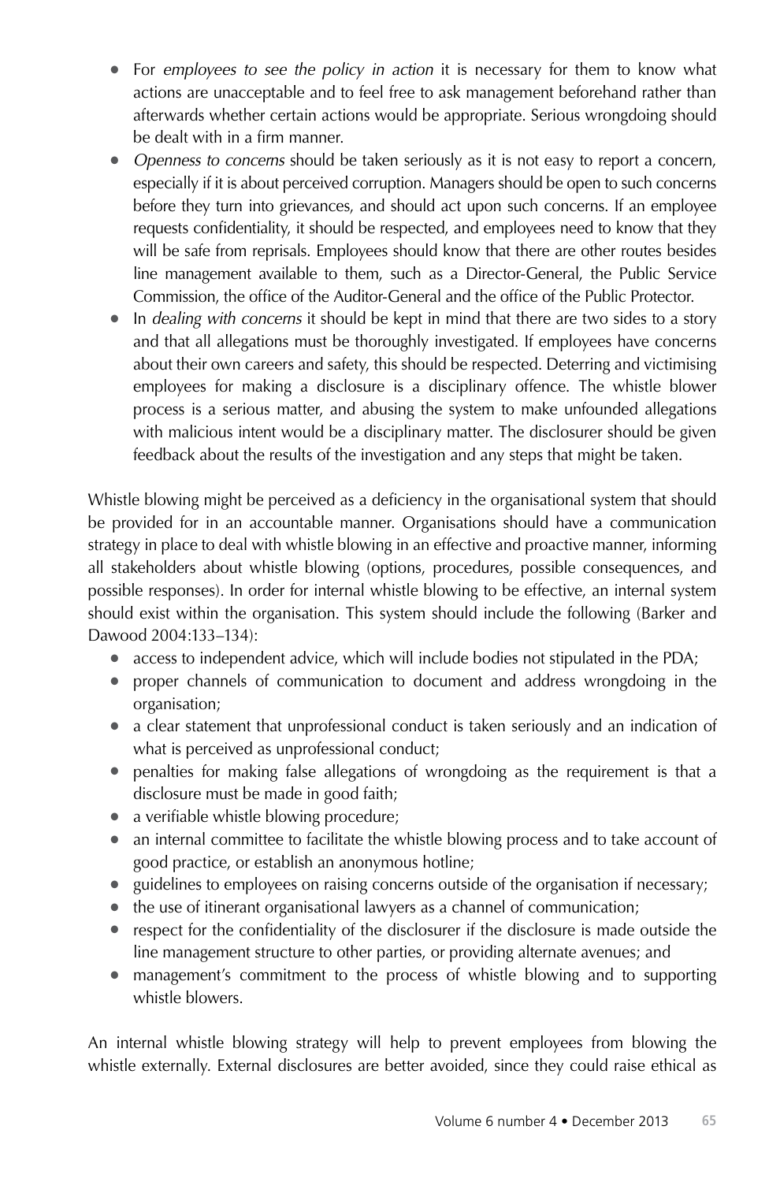- For *employees to see the policy in action* it is necessary for them to know what actions are unacceptable and to feel free to ask management beforehand rather than afterwards whether certain actions would be appropriate. Serious wrongdoing should be dealt with in a firm manner.
- *Openness to concerns* should be taken seriously as it is not easy to report a concern, especially if it is about perceived corruption. Managers should be open to such concerns before they turn into grievances, and should act upon such concerns. If an employee requests confidentiality, it should be respected, and employees need to know that they will be safe from reprisals. Employees should know that there are other routes besides line management available to them, such as a Director-General, the Public Service Commission, the office of the Auditor-General and the office of the Public Protector.
- In *dealing with concerns* it should be kept in mind that there are two sides to a story and that all allegations must be thoroughly investigated. If employees have concerns about their own careers and safety, this should be respected. Deterring and victimising employees for making a disclosure is a disciplinary offence. The whistle blower process is a serious matter, and abusing the system to make unfounded allegations with malicious intent would be a disciplinary matter. The disclosurer should be given feedback about the results of the investigation and any steps that might be taken.

Whistle blowing might be perceived as a deficiency in the organisational system that should be provided for in an accountable manner. Organisations should have a communication strategy in place to deal with whistle blowing in an effective and proactive manner, informing all stakeholders about whistle blowing (options, procedures, possible consequences, and possible responses). In order for internal whistle blowing to be effective, an internal system should exist within the organisation. This system should include the following (Barker and Dawood 2004:133–134):

- access to independent advice, which will include bodies not stipulated in the PDA;
- proper channels of communication to document and address wrongdoing in the organisation;
- a clear statement that unprofessional conduct is taken seriously and an indication of what is perceived as unprofessional conduct;
- penalties for making false allegations of wrongdoing as the requirement is that a disclosure must be made in good faith;
- a verifiable whistle blowing procedure;
- an internal committee to facilitate the whistle blowing process and to take account of good practice, or establish an anonymous hotline;
- guidelines to employees on raising concerns outside of the organisation if necessary;
- the use of itinerant organisational lawyers as a channel of communication;
- respect for the confidentiality of the disclosurer if the disclosure is made outside the line management structure to other parties, or providing alternate avenues; and
- management's commitment to the process of whistle blowing and to supporting whistle blowers.

An internal whistle blowing strategy will help to prevent employees from blowing the whistle externally. External disclosures are better avoided, since they could raise ethical as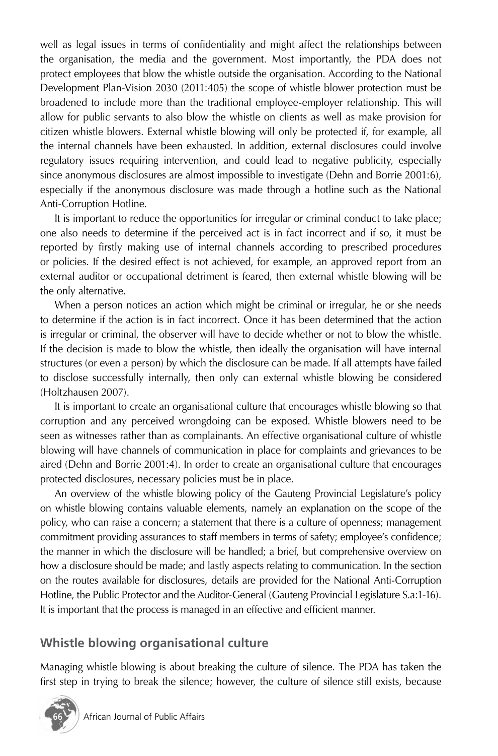well as legal issues in terms of confidentiality and might affect the relationships between the organisation, the media and the government. Most importantly, the PDA does not protect employees that blow the whistle outside the organisation. According to the National Development Plan-Vision 2030 (2011:405) the scope of whistle blower protection must be broadened to include more than the traditional employee-employer relationship. This will allow for public servants to also blow the whistle on clients as well as make provision for citizen whistle blowers. External whistle blowing will only be protected if, for example, all the internal channels have been exhausted. In addition, external disclosures could involve regulatory issues requiring intervention, and could lead to negative publicity, especially since anonymous disclosures are almost impossible to investigate (Dehn and Borrie 2001:6), especially if the anonymous disclosure was made through a hotline such as the National Anti-Corruption Hotline.

It is important to reduce the opportunities for irregular or criminal conduct to take place; one also needs to determine if the perceived act is in fact incorrect and if so, it must be reported by firstly making use of internal channels according to prescribed procedures or policies. If the desired effect is not achieved, for example, an approved report from an external auditor or occupational detriment is feared, then external whistle blowing will be the only alternative.

When a person notices an action which might be criminal or irregular, he or she needs to determine if the action is in fact incorrect. Once it has been determined that the action is irregular or criminal, the observer will have to decide whether or not to blow the whistle. If the decision is made to blow the whistle, then ideally the organisation will have internal structures (or even a person) by which the disclosure can be made. If all attempts have failed to disclose successfully internally, then only can external whistle blowing be considered (Holtzhausen 2007).

It is important to create an organisational culture that encourages whistle blowing so that corruption and any perceived wrongdoing can be exposed. Whistle blowers need to be seen as witnesses rather than as complainants. An effective organisational culture of whistle blowing will have channels of communication in place for complaints and grievances to be aired (Dehn and Borrie 2001:4). In order to create an organisational culture that encourages protected disclosures, necessary policies must be in place.

An overview of the whistle blowing policy of the Gauteng Provincial Legislature's policy on whistle blowing contains valuable elements, namely an explanation on the scope of the policy, who can raise a concern; a statement that there is a culture of openness; management commitment providing assurances to staff members in terms of safety; employee's confidence; the manner in which the disclosure will be handled; a brief, but comprehensive overview on how a disclosure should be made; and lastly aspects relating to communication. In the section on the routes available for disclosures, details are provided for the National Anti-Corruption Hotline, the Public Protector and the Auditor-General (Gauteng Provincial Legislature S.a:1-16). It is important that the process is managed in an effective and efficient manner.

## Whistle blowing organisational culture

Managing whistle blowing is about breaking the culture of silence. The PDA has taken the first step in trying to break the silence; however, the culture of silence still exists, because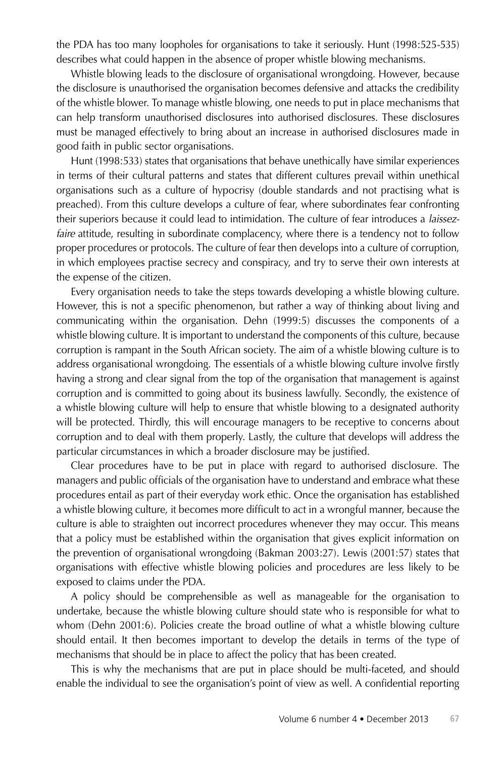the PDA has too many loopholes for organisations to take it seriously. Hunt (1998:525-535) describes what could happen in the absence of proper whistle blowing mechanisms.

Whistle blowing leads to the disclosure of organisational wrongdoing. However, because the disclosure is unauthorised the organisation becomes defensive and attacks the credibility of the whistle blower. To manage whistle blowing, one needs to put in place mechanisms that can help transform unauthorised disclosures into authorised disclosures. These disclosures must be managed effectively to bring about an increase in authorised disclosures made in good faith in public sector organisations.

Hunt (1998:533) states that organisations that behave unethically have similar experiences in terms of their cultural patterns and states that different cultures prevail within unethical organisations such as a culture of hypocrisy (double standards and not practising what is preached). From this culture develops a culture of fear, where subordinates fear confronting their superiors because it could lead to intimidation. The culture of fear introduces a *laissez-faire* attitude, resulting in subordinate complacency, where there is a tendency not to follow proper procedures or protocols. The culture of fear then develops into a culture of corruption, in which employees practise secrecy and conspiracy, and try to serve their own interests at the expense of the citizen.

Every organisation needs to take the steps towards developing a whistle blowing culture. However, this is not a specific phenomenon, but rather a way of thinking about living and communicating within the organisation. Dehn (1999:5) discusses the components of a whistle blowing culture. It is important to understand the components of this culture, because corruption is rampant in the South African society. The aim of a whistle blowing culture is to address organisational wrongdoing. The essentials of a whistle blowing culture involve firstly having a strong and clear signal from the top of the organisation that management is against corruption and is committed to going about its business lawfully. Secondly, the existence of a whistle blowing culture will help to ensure that whistle blowing to a designated authority will be protected. Thirdly, this will encourage managers to be receptive to concerns about corruption and to deal with them properly. Lastly, the culture that develops will address the particular circumstances in which a broader disclosure may be justified.

Clear procedures have to be put in place with regard to authorised disclosure. The managers and public officials of the organisation have to understand and embrace what these procedures entail as part of their everyday work ethic. Once the organisation has established a whistle blowing culture, it becomes more difficult to act in a wrongful manner, because the culture is able to straighten out incorrect procedures whenever they may occur. This means that a policy must be established within the organisation that gives explicit information on the prevention of organisational wrongdoing (Bakman 2003:27). Lewis (2001:57) states that organisations with effective whistle blowing policies and procedures are less likely to be exposed to claims under the PDA.

A policy should be comprehensible as well as manageable for the organisation to undertake, because the whistle blowing culture should state who is responsible for what to whom (Dehn 2001:6). Policies create the broad outline of what a whistle blowing culture should entail. It then becomes important to develop the details in terms of the type of mechanisms that should be in place to affect the policy that has been created.

This is why the mechanisms that are put in place should be multi-faceted, and should enable the individual to see the organisation's point of view as well. A confidential reporting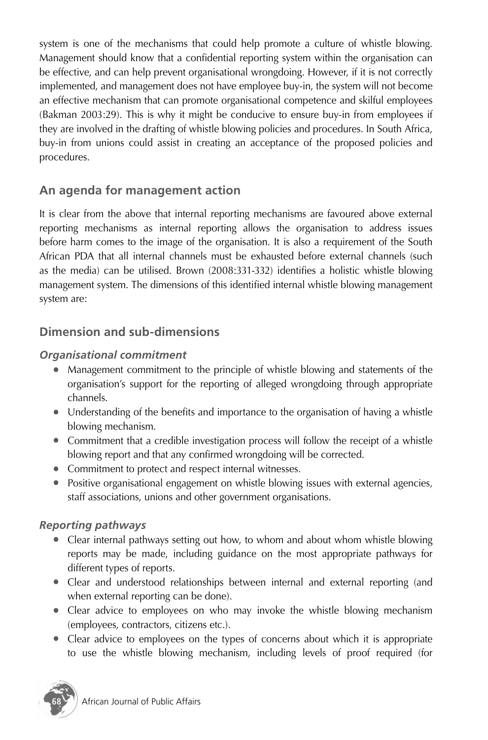system is one of the mechanisms that could help promote a culture of whistle blowing. Management should know that a confidential reporting system within the organisation can be effective, and can help prevent organisational wrongdoing. However, if it is not correctly implemented, and management does not have employee buy-in, the system will not become an effective mechanism that can promote organisational competence and skilful employees (Bakman 2003:29). This is why it might be conducive to ensure buy-in from employees if they are involved in the drafting of whistle blowing policies and procedures. In South Africa, buy-in from unions could assist in creating an acceptance of the proposed policies and procedures.

## An agenda for management action

It is clear from the above that internal reporting mechanisms are favoured above external reporting mechanisms as internal reporting allows the organisation to address issues before harm comes to the image of the organisation. It is also a requirement of the South African PDA that all internal channels must be exhausted before external channels (such as the media) can be utilised. Brown (2008:331-332) identifies a holistic whistle blowing management system. The dimensions of this identified internal whistle blowing management system are:

## Dimension and sub-dimensions

### *Organisational commitment*

- Management commitment to the principle of whistle blowing and statements of the organisation's support for the reporting of alleged wrongdoing through appropriate channels.
- Understanding of the benefits and importance to the organisation of having a whistle blowing mechanism.
- Commitment that a credible investigation process will follow the receipt of a whistle blowing report and that any confirmed wrongdoing will be corrected.
- Commitment to protect and respect internal witnesses.
- Positive organisational engagement on whistle blowing issues with external agencies, staff associations, unions and other government organisations.

### *Reporting pathways*

- Clear internal pathways setting out how, to whom and about whom whistle blowing reports may be made, including guidance on the most appropriate pathways for different types of reports.
- Clear and understood relationships between internal and external reporting (and when external reporting can be done).
- Clear advice to employees on who may invoke the whistle blowing mechanism (employees, contractors, citizens etc.).
- Clear advice to employees on the types of concerns about which it is appropriate to use the whistle blowing mechanism, including levels of proof required (for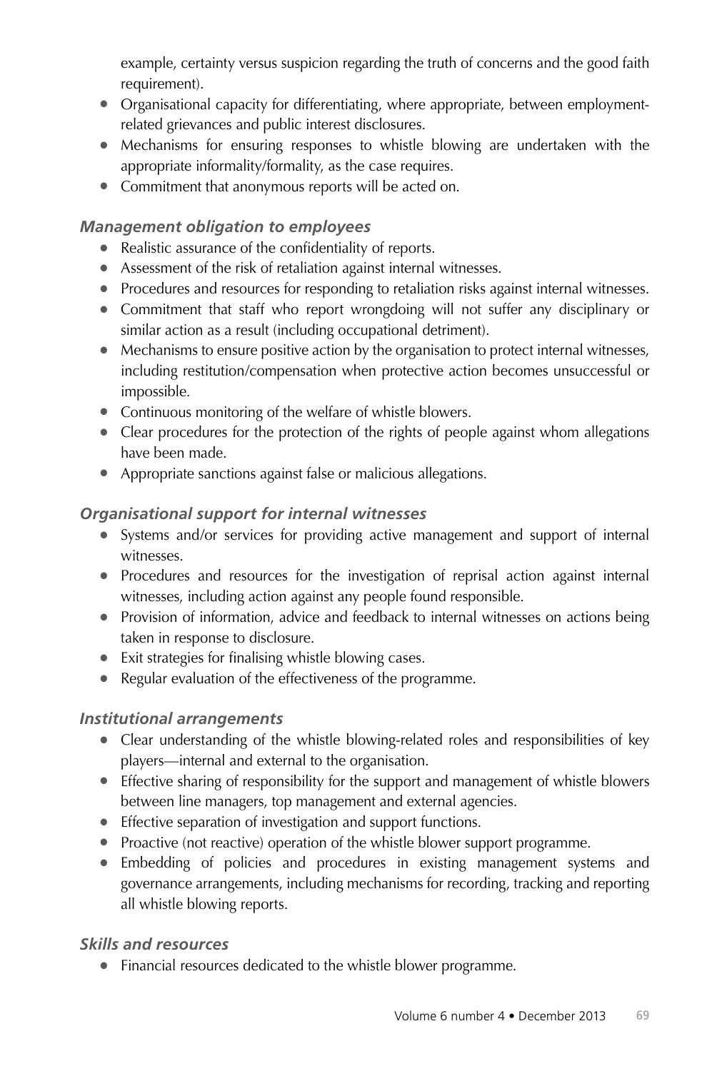example, certainty versus suspicion regarding the truth of concerns and the good faith requirement).

- Organisational capacity for differentiating, where appropriate, between employment-related grievances and public interest disclosures.
- Mechanisms for ensuring responses to whistle blowing are undertaken with the appropriate informality/formality, as the case requires.
- Commitment that anonymous reports will be acted on.

### *Management obligation to employees*

- Realistic assurance of the confidentiality of reports.
- Assessment of the risk of retaliation against internal witnesses.
- Procedures and resources for responding to retaliation risks against internal witnesses.
- Commitment that staff who report wrongdoing will not suffer any disciplinary or similar action as a result (including occupational detriment).
- Mechanisms to ensure positive action by the organisation to protect internal witnesses, including restitution/compensation when protective action becomes unsuccessful or impossible.
- Continuous monitoring of the welfare of whistle blowers.
- Clear procedures for the protection of the rights of people against whom allegations have been made.
- Appropriate sanctions against false or malicious allegations.

### *Organisational support for internal witnesses*

- Systems and/or services for providing active management and support of internal witnesses.
- Procedures and resources for the investigation of reprisal action against internal witnesses, including action against any people found responsible.
- Provision of information, advice and feedback to internal witnesses on actions being taken in response to disclosure.
- Exit strategies for finalising whistle blowing cases.
- Regular evaluation of the effectiveness of the programme.

### *Institutional arrangements*

- Clear understanding of the whistle blowing-related roles and responsibilities of key players—internal and external to the organisation.
- Effective sharing of responsibility for the support and management of whistle blowers between line managers, top management and external agencies.
- Effective separation of investigation and support functions.
- Proactive (not reactive) operation of the whistle blower support programme.
- Embedding of policies and procedures in existing management systems and governance arrangements, including mechanisms for recording, tracking and reporting all whistle blowing reports.

### *Skills and resources*

- Financial resources dedicated to the whistle blower programme.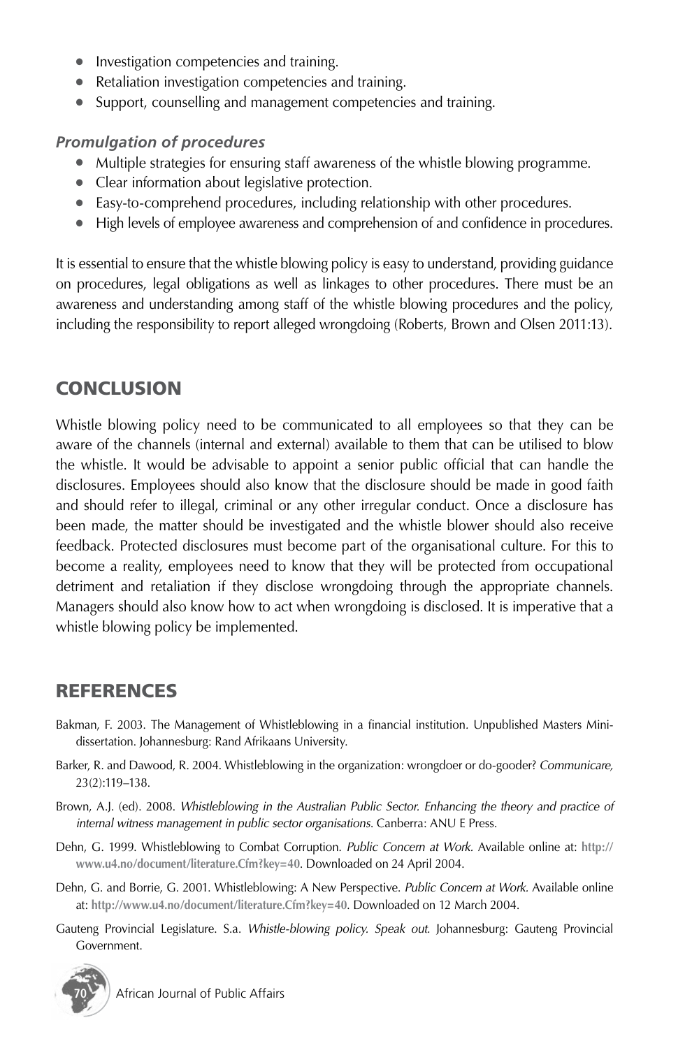- Investigation competencies and training.
- Retaliation investigation competencies and training.
- Support, counselling and management competencies and training.

### *Promulgation of procedures*

- Multiple strategies for ensuring staff awareness of the whistle blowing programme.
- Clear information about legislative protection.
- Easy-to-comprehend procedures, including relationship with other procedures.
- High levels of employee awareness and comprehension of and confidence in procedures.

It is essential to ensure that the whistle blowing policy is easy to understand, providing guidance on procedures, legal obligations as well as linkages to other procedures. There must be an awareness and understanding among staff of the whistle blowing procedures and the policy, including the responsibility to report alleged wrongdoing (Roberts, Brown and Olsen 2011:13).

## CONCLUSION

Whistle blowing policy need to be communicated to all employees so that they can be aware of the channels (internal and external) available to them that can be utilised to blow the whistle. It would be advisable to appoint a senior public official that can handle the disclosures. Employees should also know that the disclosure should be made in good faith and should refer to illegal, criminal or any other irregular conduct. Once a disclosure has been made, the matter should be investigated and the whistle blower should also receive feedback. Protected disclosures must become part of the organisational culture. For this to become a reality, employees need to know that they will be protected from occupational detriment and retaliation if they disclose wrongdoing through the appropriate channels. Managers should also know how to act when wrongdoing is disclosed. It is imperative that a whistle blowing policy be implemented.

## REFERENCES

Bakman, F. 2003. The Management of Whistleblowing in a financial institution. Unpublished Masters Mini-dissertation. Johannesburg: Rand Afrikaans University.

Barker, R. and Dawood, R. 2004. Whistleblowing in the organization: wrongdoer or do-gooder? *Communicare,* 23(2):119–138.

Brown, A.J. (ed). 2008. *Whistleblowing in the Australian Public Sector. Enhancing the theory and practice of internal witness management in public sector organisations.* Canberra: ANU E Press.

Dehn, G. 1999. Whistleblowing to Combat Corruption. *Public Concern at Work.* Available online at: http://www.u4.no/document/literature.Cfm?key=40. Downloaded on 24 April 2004.

Dehn, G. and Borrie, G. 2001. Whistleblowing: A New Perspective. *Public Concern at Work*. Available online at: http://www.u4.no/document/literature.Cfm?key=40. Downloaded on 12 March 2004.

Gauteng Provincial Legislature. S.a. *Whistle-blowing policy. Speak out.* Johannesburg: Gauteng Provincial Government.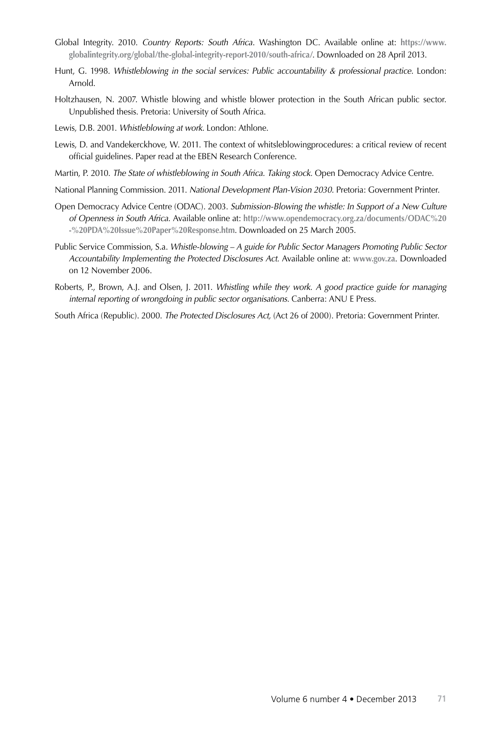Global Integrity. 2010. *Country Reports: South Africa*. Washington DC. Available online at: https://www.globalintegrity.org/global/the-global-integrity-report-2010/south-africa/. Downloaded on 28 April 2013.

Hunt, G. 1998. *Whistleblowing in the social services: Public accountability & professional practice*. London: Arnold.

Holtzhausen, N. 2007. Whistle blowing and whistle blower protection in the South African public sector. Unpublished thesis. Pretoria: University of South Africa.

Lewis, D.B. 2001. *Whistleblowing at work*. London: Athlone.

Lewis, D. and Vandekerckhove, W. 2011. The context of whitsleblowingprocedures: a critical review of recent official guidelines. Paper read at the EBEN Research Conference.

Martin, P. 2010. *The State of whistleblowing in South Africa. Taking stock*. Open Democracy Advice Centre.

National Planning Commission. 2011. *National Development Plan-Vision 2030*. Pretoria: Government Printer.

Open Democracy Advice Centre (ODAC). 2003. *Submission-Blowing the whistle: In Support of a New Culture of Openness in South Africa*. Available online at: http://www.opendemocracy.org.za/documents/ODAC%20-%20PDA%20Issue%20Paper%20Response.htm. Downloaded on 25 March 2005.

Public Service Commission, S.a. *Whistle-blowing – A guide for Public Sector Managers Promoting Public Sector Accountability Implementing the Protected Disclosures Act*. Available online at: www.gov.za. Downloaded on 12 November 2006.

Roberts, P., Brown, A.J. and Olsen, J. 2011. *Whistling while they work. A good practice guide for managing internal reporting of wrongdoing in public sector organisations*. Canberra: ANU E Press.

South Africa (Republic). 2000. *The Protected Disclosures Act,* (Act 26 of 2000). Pretoria: Government Printer.